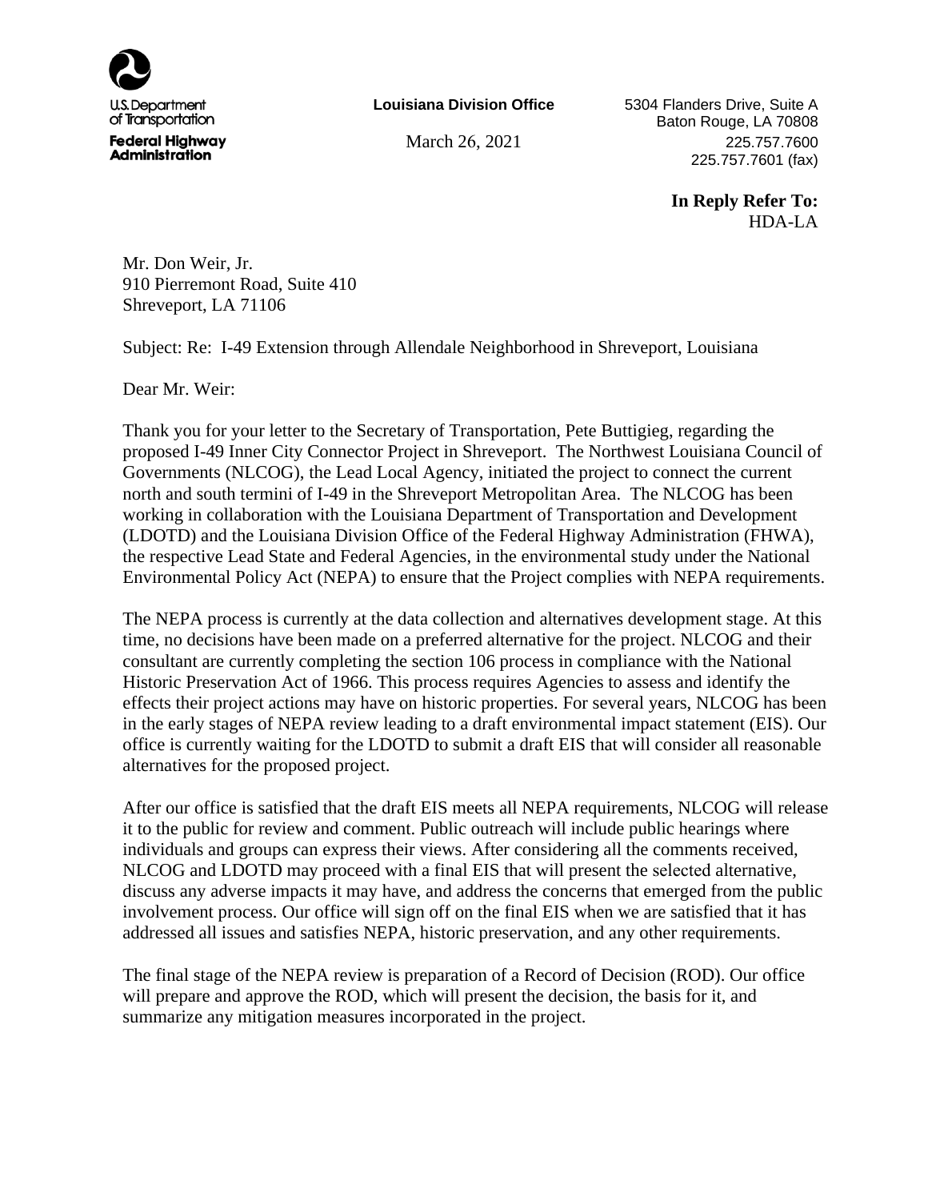U.S. Department of Transportation
**Federal Highway Administration**

**Louisiana Division Office**

March 26, 2021

5304 Flanders Drive, Suite A
Baton Rouge, LA 70808
225.757.7600
225.757.7601 (fax)

**In Reply Refer To:**
HDA-LA

Mr. Don Weir, Jr.
910 Pierremont Road, Suite 410
Shreveport, LA 71106

Subject: Re: I-49 Extension through Allendale Neighborhood in Shreveport, Louisiana

Dear Mr. Weir:

Thank you for your letter to the Secretary of Transportation, Pete Buttigieg, regarding the proposed I-49 Inner City Connector Project in Shreveport. The Northwest Louisiana Council of Governments (NLCOG), the Lead Local Agency, initiated the project to connect the current north and south termini of I-49 in the Shreveport Metropolitan Area. The NLCOG has been working in collaboration with the Louisiana Department of Transportation and Development (LDOTD) and the Louisiana Division Office of the Federal Highway Administration (FHWA), the respective Lead State and Federal Agencies, in the environmental study under the National Environmental Policy Act (NEPA) to ensure that the Project complies with NEPA requirements.

The NEPA process is currently at the data collection and alternatives development stage. At this time, no decisions have been made on a preferred alternative for the project. NLCOG and their consultant are currently completing the section 106 process in compliance with the National Historic Preservation Act of 1966. This process requires Agencies to assess and identify the effects their project actions may have on historic properties. For several years, NLCOG has been in the early stages of NEPA review leading to a draft environmental impact statement (EIS). Our office is currently waiting for the LDOTD to submit a draft EIS that will consider all reasonable alternatives for the proposed project.

After our office is satisfied that the draft EIS meets all NEPA requirements, NLCOG will release it to the public for review and comment. Public outreach will include public hearings where individuals and groups can express their views. After considering all the comments received, NLCOG and LDOTD may proceed with a final EIS that will present the selected alternative, discuss any adverse impacts it may have, and address the concerns that emerged from the public involvement process. Our office will sign off on the final EIS when we are satisfied that it has addressed all issues and satisfies NEPA, historic preservation, and any other requirements.

The final stage of the NEPA review is preparation of a Record of Decision (ROD). Our office will prepare and approve the ROD, which will present the decision, the basis for it, and summarize any mitigation measures incorporated in the project.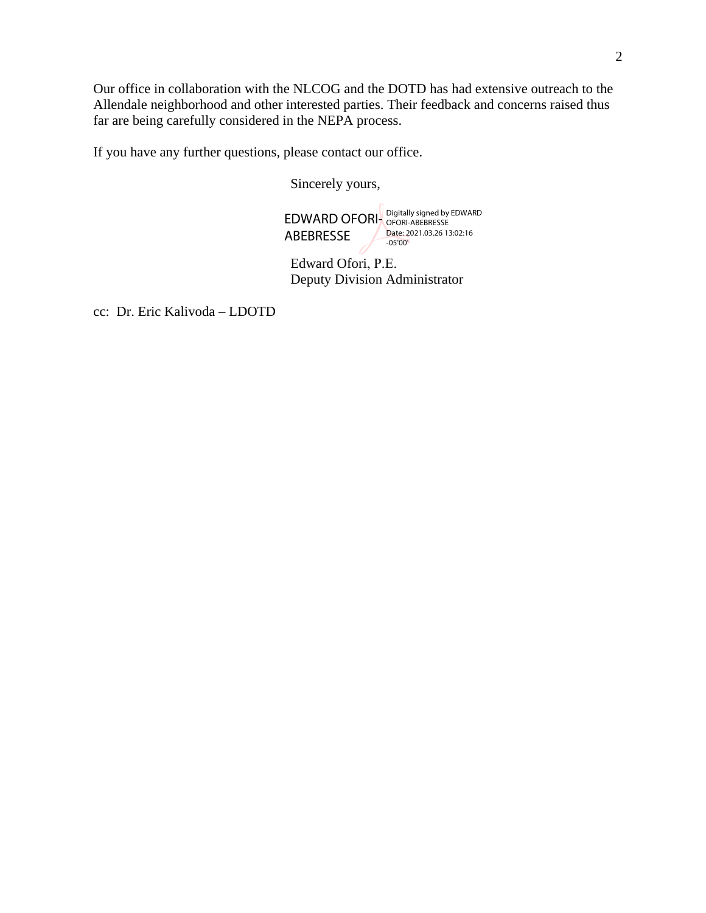Our office in collaboration with the NLCOG and the DOTD has had extensive outreach to the Allendale neighborhood and other interested parties. Their feedback and concerns raised thus far are being carefully considered in the NEPA process.

If you have any further questions, please contact our office.

Sincerely yours,

EDWARD OFORI-ABEBRESSE

Digitally signed by EDWARD OFORI-ABEBRESSE
Date: 2021.03.26 13:02:16 -05'00'

Edward Ofori, P.E.
Deputy Division Administrator

cc: Dr. Eric Kalivoda – LDOTD